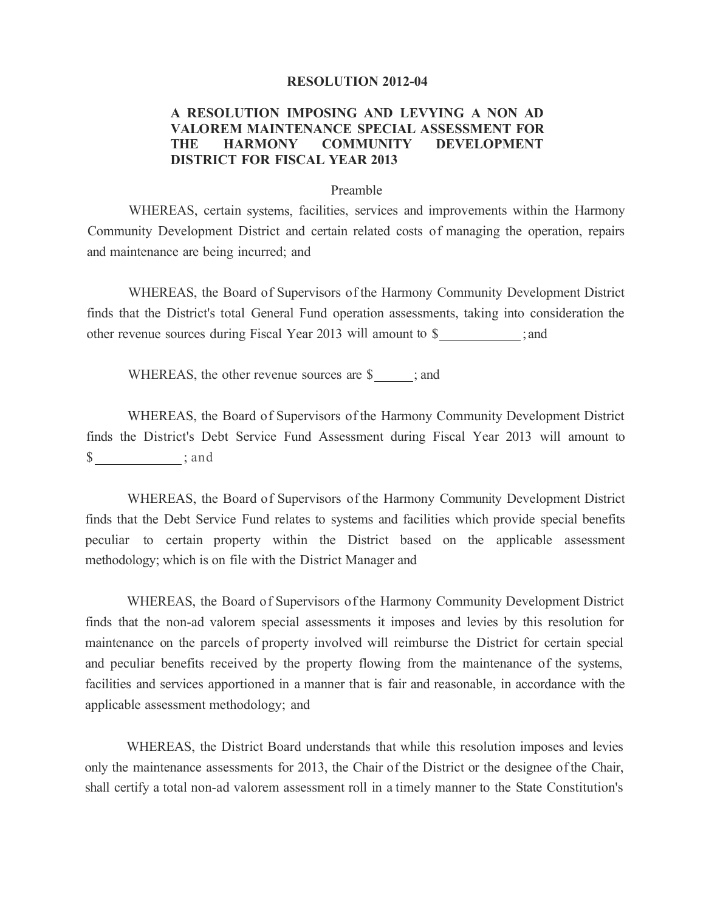# RESOLUTION 2012-04

## A RESOLUTION IMPOSING AND LEVYING A NON AD VALOREM MAINTENANCE SPECIAL ASSESSMENT FOR THE HARMONY COMMUNITY DEVELOPMENT DISTRICT FOR FISCAL YEAR 2013

Preamble

WHEREAS, certain systems, facilities, services and improvements within the Harmony Community Development District and certain related costs of managing the operation, repairs and maintenance are being incurred; and

WHEREAS, the Board of Supervisors of the Harmony Community Development District finds that the District's total General Fund operation assessments, taking into consideration the other revenue sources during Fiscal Year 2013 will amount to $\_\_\_\_\_\_\_\_\_\_\_\_; and

WHEREAS, the other revenue sources are $\_\_\_\_\_\_; and

WHEREAS, the Board of Supervisors of the Harmony Community Development District finds the District's Debt Service Fund Assessment during Fiscal Year 2013 will amount to $\_\_\_\_\_\_\_\_\_\_\_\_; and

WHEREAS, the Board of Supervisors of the Harmony Community Development District finds that the Debt Service Fund relates to systems and facilities which provide special benefits peculiar to certain property within the District based on the applicable assessment methodology; which is on file with the District Manager and

WHEREAS, the Board of Supervisors of the Harmony Community Development District finds that the non-ad valorem special assessments it imposes and levies by this resolution for maintenance on the parcels of property involved will reimburse the District for certain special and peculiar benefits received by the property flowing from the maintenance of the systems, facilities and services apportioned in a manner that is fair and reasonable, in accordance with the applicable assessment methodology; and

WHEREAS, the District Board understands that while this resolution imposes and levies only the maintenance assessments for 2013, the Chair of the District or the designee of the Chair, shall certify a total non-ad valorem assessment roll in a timely manner to the State Constitution's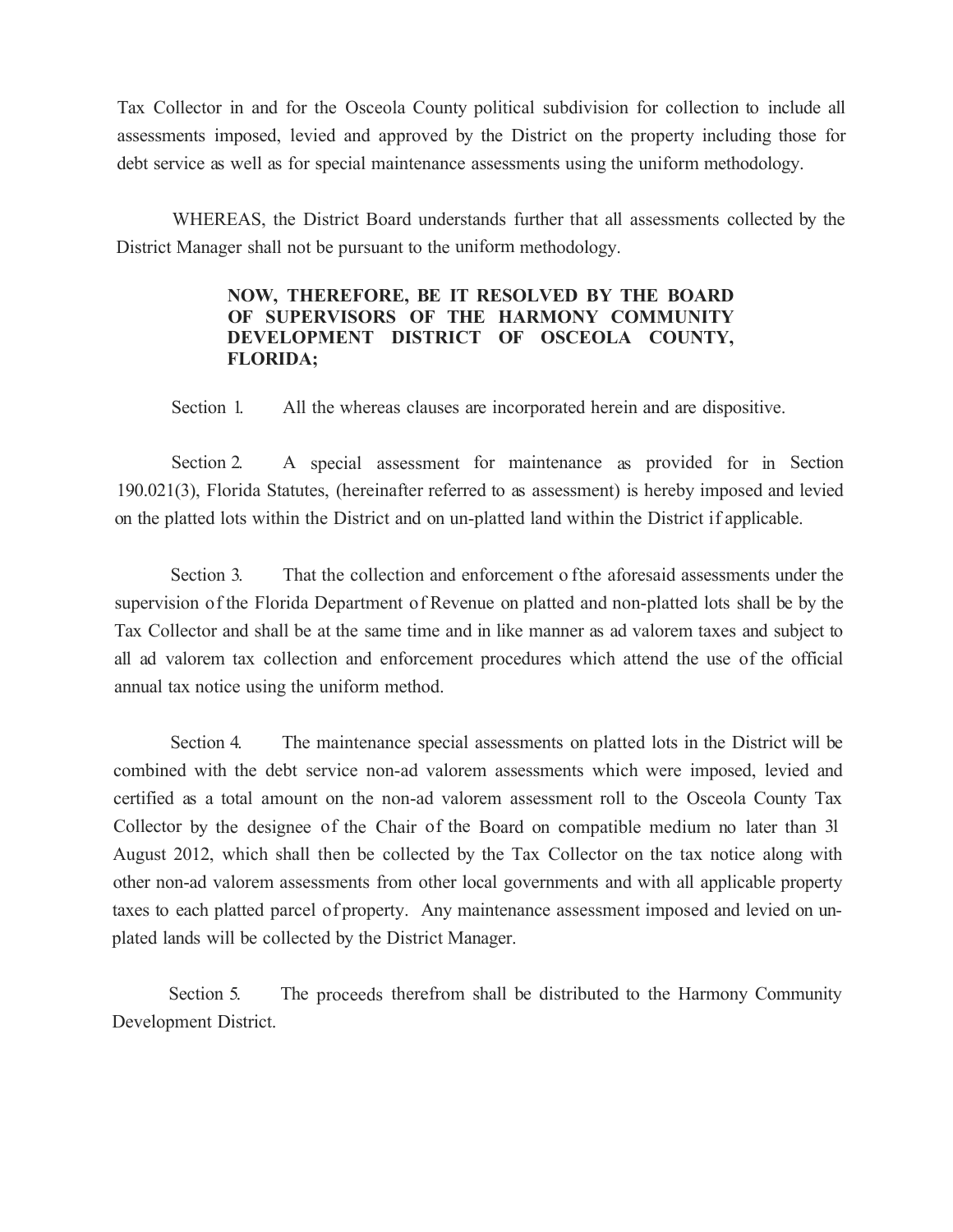Tax Collector in and for the Osceola County political subdivision for collection to include all assessments imposed, levied and approved by the District on the property including those for debt service as well as for special maintenance assessments using the uniform methodology.

WHEREAS, the District Board understands further that all assessments collected by the District Manager shall not be pursuant to the uniform methodology.

**NOW, THEREFORE, BE IT RESOLVED BY THE BOARD OF SUPERVISORS OF THE HARMONY COMMUNITY DEVELOPMENT DISTRICT OF OSCEOLA COUNTY, FLORIDA;**

Section 1. All the whereas clauses are incorporated herein and are dispositive.

Section 2. A special assessment for maintenance as provided for in Section 190.021(3), Florida Statutes, (hereinafter referred to as assessment) is hereby imposed and levied on the platted lots within the District and on un-platted land within the District if applicable.

Section 3. That the collection and enforcement o fthe aforesaid assessments under the supervision of the Florida Department of Revenue on platted and non-platted lots shall be by the Tax Collector and shall be at the same time and in like manner as ad valorem taxes and subject to all ad valorem tax collection and enforcement procedures which attend the use of the official annual tax notice using the uniform method.

Section 4. The maintenance special assessments on platted lots in the District will be combined with the debt service non-ad valorem assessments which were imposed, levied and certified as a total amount on the non-ad valorem assessment roll to the Osceola County Tax Collector by the designee of the Chair of the Board on compatible medium no later than 31 August 2012, which shall then be collected by the Tax Collector on the tax notice along with other non-ad valorem assessments from other local governments and with all applicable property taxes to each platted parcel of property. Any maintenance assessment imposed and levied on un-plated lands will be collected by the District Manager.

Section 5. The proceeds therefrom shall be distributed to the Harmony Community Development District.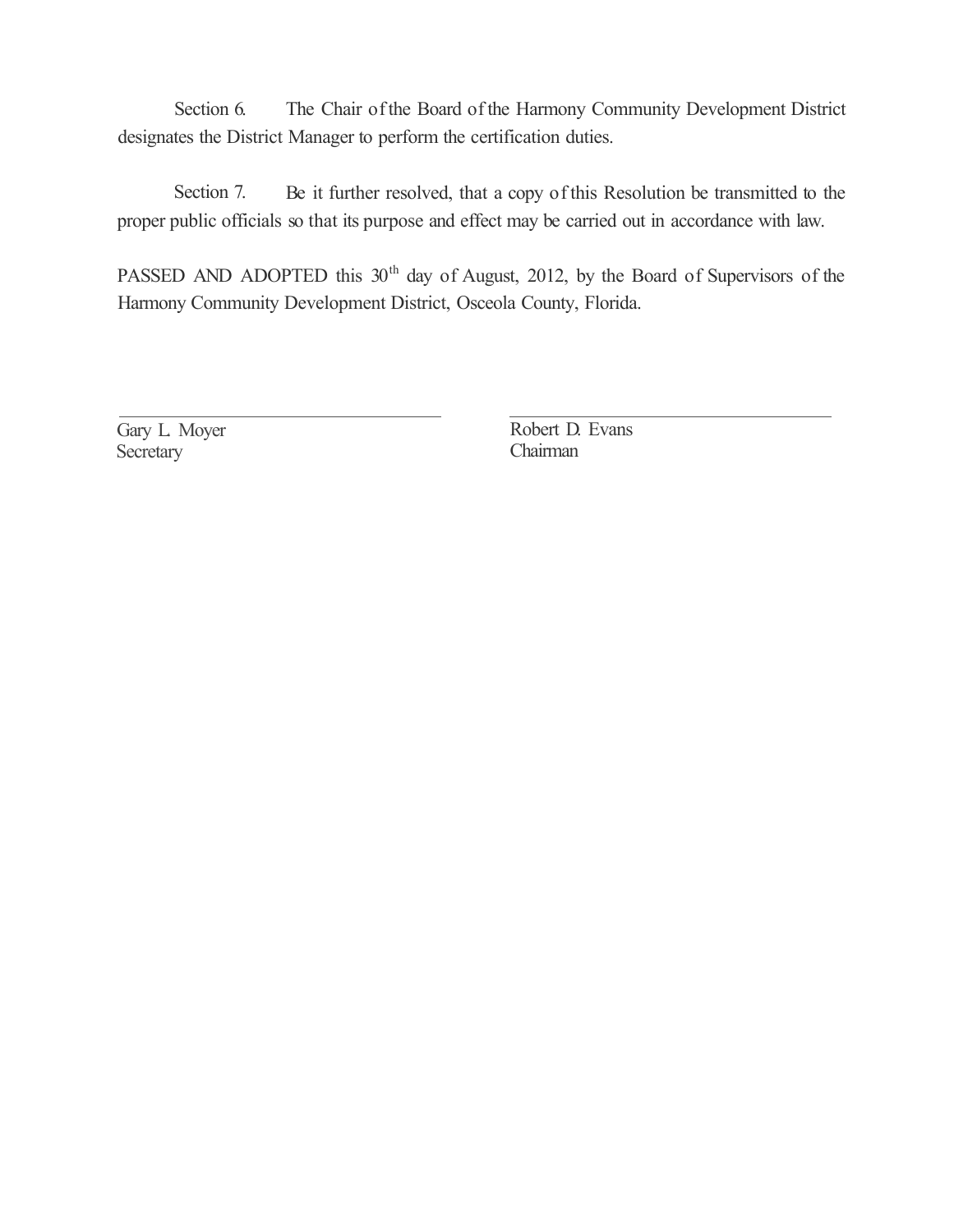Section 6. The Chair of the Board of the Harmony Community Development District designates the District Manager to perform the certification duties.

Section 7. Be it further resolved, that a copy of this Resolution be transmitted to the proper public officials so that its purpose and effect may be carried out in accordance with law.

PASSED AND ADOPTED this 30th day of August, 2012, by the Board of Supervisors of the Harmony Community Development District, Osceola County, Florida.

\_\_\_\_\_\_\_\_\_\_\_\_\_\_\_\_\_\_\_\_\_\_\_\_\_\_\_\_\_\_\_\_\_\_
Gary L. Moyer
Secretary

\_\_\_\_\_\_\_\_\_\_\_\_\_\_\_\_\_\_\_\_\_\_\_\_\_\_\_\_\_\_\_\_\_\_
Robert D. Evans
Chairman